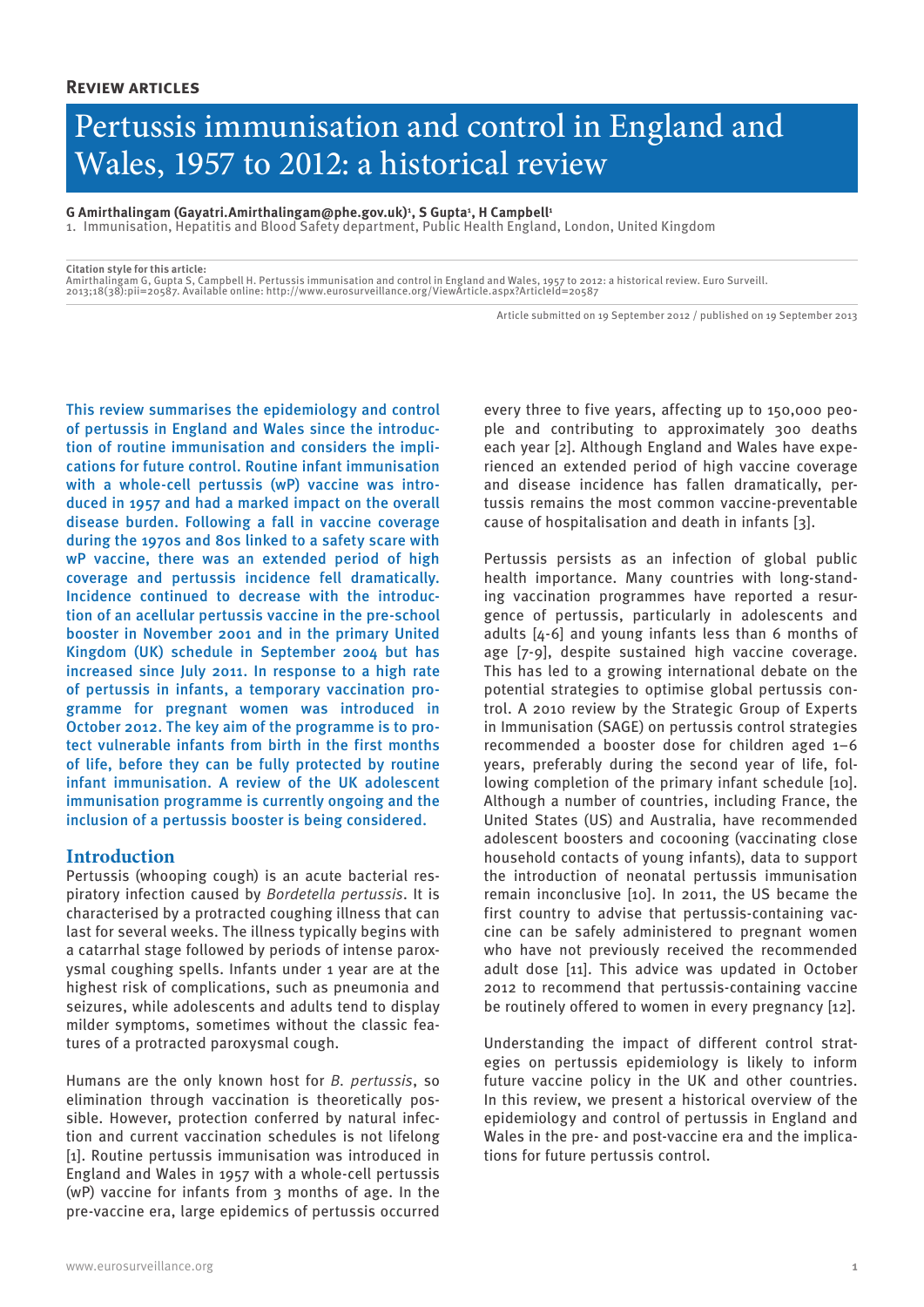**Review articles**

# Pertussis immunisation and control in England and Wales, 1957 to 2012: a historical review

**G Amirthalingam (Gayatri.Amirthalingam@phe.gov.uk)[1], S Gupta[1], H Campbell[1]**

1. Immunisation, Hepatitis and Blood Safety department, Public Health England, London, United Kingdom

**Citation style for this article:**
Amirthalingam G, Gupta S, Campbell H. Pertussis immunisation and control in England and Wales, 1957 to 2012: a historical review. Euro Surveill. 2013;18(38):pii=20587. Available online: http://www.eurosurveillance.org/ViewArticle.aspx?ArticleId=20587

Article submitted on 19 September 2012 / published on 19 September 2013

This review summarises the epidemiology and control of pertussis in England and Wales since the introduction of routine immunisation and considers the implications for future control. Routine infant immunisation with a whole-cell pertussis (wP) vaccine was introduced in 1957 and had a marked impact on the overall disease burden. Following a fall in vaccine coverage during the 1970s and 80s linked to a safety scare with wP vaccine, there was an extended period of high coverage and pertussis incidence fell dramatically. Incidence continued to decrease with the introduction of an acellular pertussis vaccine in the pre-school booster in November 2001 and in the primary United Kingdom (UK) schedule in September 2004 but has increased since July 2011. In response to a high rate of pertussis in infants, a temporary vaccination programme for pregnant women was introduced in October 2012. The key aim of the programme is to protect vulnerable infants from birth in the first months of life, before they can be fully protected by routine infant immunisation. A review of the UK adolescent immunisation programme is currently ongoing and the inclusion of a pertussis booster is being considered.

## Introduction

Pertussis (whooping cough) is an acute bacterial respiratory infection caused by *Bordetella pertussis*. It is characterised by a protracted coughing illness that can last for several weeks. The illness typically begins with a catarrhal stage followed by periods of intense paroxysmal coughing spells. Infants under 1 year are at the highest risk of complications, such as pneumonia and seizures, while adolescents and adults tend to display milder symptoms, sometimes without the classic features of a protracted paroxysmal cough.

Humans are the only known host for *B. pertussis*, so elimination through vaccination is theoretically possible. However, protection conferred by natural infection and current vaccination schedules is not lifelong [1]. Routine pertussis immunisation was introduced in England and Wales in 1957 with a whole-cell pertussis (wP) vaccine for infants from 3 months of age. In the pre-vaccine era, large epidemics of pertussis occurred every three to five years, affecting up to 150,000 people and contributing to approximately 300 deaths each year [2]. Although England and Wales have experienced an extended period of high vaccine coverage and disease incidence has fallen dramatically, pertussis remains the most common vaccine-preventable cause of hospitalisation and death in infants [3].

Pertussis persists as an infection of global public health importance. Many countries with long-standing vaccination programmes have reported a resurgence of pertussis, particularly in adolescents and adults [4-6] and young infants less than 6 months of age [7-9], despite sustained high vaccine coverage. This has led to a growing international debate on the potential strategies to optimise global pertussis control. A 2010 review by the Strategic Group of Experts in Immunisation (SAGE) on pertussis control strategies recommended a booster dose for children aged 1–6 years, preferably during the second year of life, following completion of the primary infant schedule [10]. Although a number of countries, including France, the United States (US) and Australia, have recommended adolescent boosters and cocooning (vaccinating close household contacts of young infants), data to support the introduction of neonatal pertussis immunisation remain inconclusive [10]. In 2011, the US became the first country to advise that pertussis-containing vaccine can be safely administered to pregnant women who have not previously received the recommended adult dose [11]. This advice was updated in October 2012 to recommend that pertussis-containing vaccine be routinely offered to women in every pregnancy [12].

Understanding the impact of different control strategies on pertussis epidemiology is likely to inform future vaccine policy in the UK and other countries. In this review, we present a historical overview of the epidemiology and control of pertussis in England and Wales in the pre- and post-vaccine era and the implications for future pertussis control.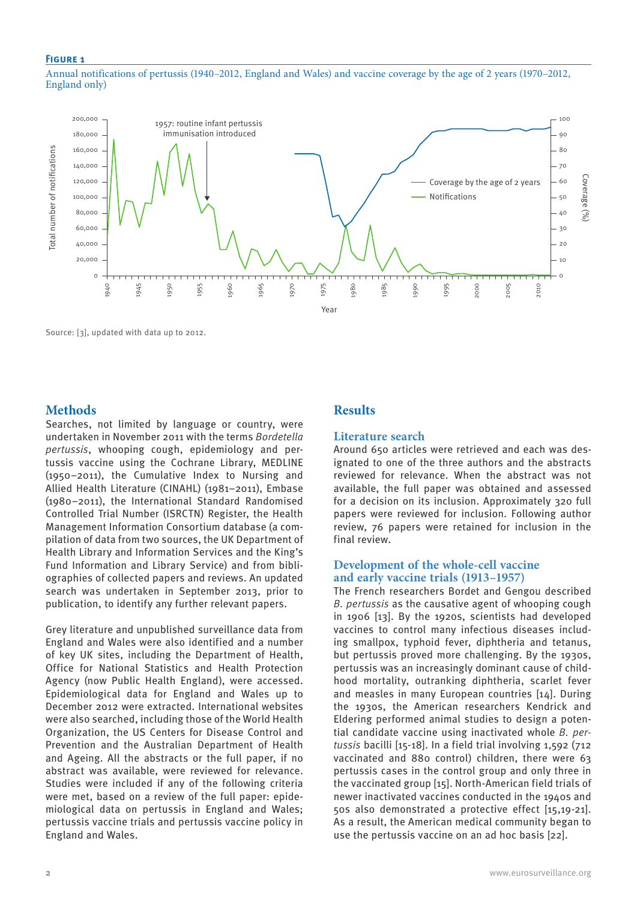**Figure 1**

Annual notifications of pertussis (1940–2012, England and Wales) and vaccine coverage by the age of 2 years (1970–2012, England only)

Source: [3], updated with data up to 2012.

## Methods

Searches, not limited by language or country, were undertaken in November 2011 with the terms *Bordetella pertussis*, whooping cough, epidemiology and pertussis vaccine using the Cochrane Library, MEDLINE (1950–2011), the Cumulative Index to Nursing and Allied Health Literature (CINAHL) (1981–2011), Embase (1980–2011), the International Standard Randomised Controlled Trial Number (ISRCTN) Register, the Health Management Information Consortium database (a compilation of data from two sources, the UK Department of Health Library and Information Services and the King's Fund Information and Library Service) and from bibliographies of collected papers and reviews. An updated search was undertaken in September 2013, prior to publication, to identify any further relevant papers.

Grey literature and unpublished surveillance data from England and Wales were also identified and a number of key UK sites, including the Department of Health, Office for National Statistics and Health Protection Agency (now Public Health England), were accessed. Epidemiological data for England and Wales up to December 2012 were extracted. International websites were also searched, including those of the World Health Organization, the US Centers for Disease Control and Prevention and the Australian Department of Health and Ageing. All the abstracts or the full paper, if no abstract was available, were reviewed for relevance. Studies were included if any of the following criteria were met, based on a review of the full paper: epidemiological data on pertussis in England and Wales; pertussis vaccine trials and pertussis vaccine policy in England and Wales.

## Results

### Literature search

Around 650 articles were retrieved and each was designated to one of the three authors and the abstracts reviewed for relevance. When the abstract was not available, the full paper was obtained and assessed for a decision on its inclusion. Approximately 320 full papers were reviewed for inclusion. Following author review, 76 papers were retained for inclusion in the final review.

### Development of the whole-cell vaccine and early vaccine trials (1913–1957)

The French researchers Bordet and Gengou described *B. pertussis* as the causative agent of whooping cough in 1906 [13]. By the 1920s, scientists had developed vaccines to control many infectious diseases including smallpox, typhoid fever, diphtheria and tetanus, but pertussis proved more challenging. By the 1930s, pertussis was an increasingly dominant cause of childhood mortality, outranking diphtheria, scarlet fever and measles in many European countries [14]. During the 1930s, the American researchers Kendrick and Eldering performed animal studies to design a potential candidate vaccine using inactivated whole *B. pertussis* bacilli [15-18]. In a field trial involving 1,592 (712 vaccinated and 880 control) children, there were 63 pertussis cases in the control group and only three in the vaccinated group [15]. North-American field trials of newer inactivated vaccines conducted in the 1940s and 50s also demonstrated a protective effect [15,19-21]. As a result, the American medical community began to use the pertussis vaccine on an ad hoc basis [22].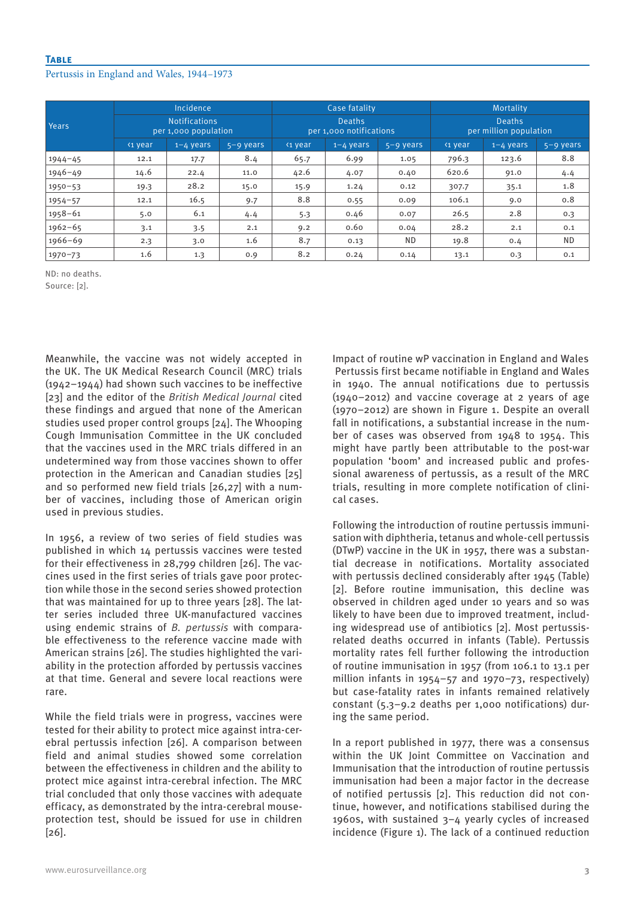**Table**

Pertussis in England and Wales, 1944–1973

| Years | Incidence | | | Case fatality | | | Mortality | | |
|---|---|---|---|---|---|---|---|---|---|
| | Notifications per 1,000 population | | | Deaths per 1,000 notifications | | | Deaths per million population | | |
| | <1 year | 1–4 years | 5–9 years | <1 year | 1–4 years | 5–9 years | <1 year | 1–4 years | 5–9 years |
| 1944–45 | 12.1 | 17.7 | 8.4 | 65.7 | 6.99 | 1.05 | 796.3 | 123.6 | 8.8 |
| 1946–49 | 14.6 | 22.4 | 11.0 | 42.6 | 4.07 | 0.40 | 620.6 | 91.0 | 4.4 |
| 1950–53 | 19.3 | 28.2 | 15.0 | 15.9 | 1.24 | 0.12 | 307.7 | 35.1 | 1.8 |
| 1954–57 | 12.1 | 16.5 | 9.7 | 8.8 | 0.55 | 0.09 | 106.1 | 9.0 | 0.8 |
| 1958–61 | 5.0 | 6.1 | 4.4 | 5.3 | 0.46 | 0.07 | 26.5 | 2.8 | 0.3 |
| 1962–65 | 3.1 | 3.5 | 2.1 | 9.2 | 0.60 | 0.04 | 28.2 | 2.1 | 0.1 |
| 1966–69 | 2.3 | 3.0 | 1.6 | 8.7 | 0.13 | ND | 19.8 | 0.4 | ND |
| 1970–73 | 1.6 | 1.3 | 0.9 | 8.2 | 0.24 | 0.14 | 13.1 | 0.3 | 0.1 |

ND: no deaths.
Source: [2].

Meanwhile, the vaccine was not widely accepted in the UK. The UK Medical Research Council (MRC) trials (1942–1944) had shown such vaccines to be ineffective [23] and the editor of the *British Medical Journal* cited these findings and argued that none of the American studies used proper control groups [24]. The Whooping Cough Immunisation Committee in the UK concluded that the vaccines used in the MRC trials differed in an undetermined way from those vaccines shown to offer protection in the American and Canadian studies [25] and so performed new field trials [26,27] with a number of vaccines, including those of American origin used in previous studies.

In 1956, a review of two series of field studies was published in which 14 pertussis vaccines were tested for their effectiveness in 28,799 children [26]. The vaccines used in the first series of trials gave poor protection while those in the second series showed protection that was maintained for up to three years [28]. The latter series included three UK-manufactured vaccines using endemic strains of *B. pertussis* with comparable effectiveness to the reference vaccine made with American strains [26]. The studies highlighted the variability in the protection afforded by pertussis vaccines at that time. General and severe local reactions were rare.

While the field trials were in progress, vaccines were tested for their ability to protect mice against intra-cerebral pertussis infection [26]. A comparison between field and animal studies showed some correlation between the effectiveness in children and the ability to protect mice against intra-cerebral infection. The MRC trial concluded that only those vaccines with adequate efficacy, as demonstrated by the intra-cerebral mouse-protection test, should be issued for use in children [26].

Impact of routine wP vaccination in England and Wales

Pertussis first became notifiable in England and Wales in 1940. The annual notifications due to pertussis (1940–2012) and vaccine coverage at 2 years of age (1970–2012) are shown in Figure 1. Despite an overall fall in notifications, a substantial increase in the number of cases was observed from 1948 to 1954. This might have partly been attributable to the post-war population 'boom' and increased public and professional awareness of pertussis, as a result of the MRC trials, resulting in more complete notification of clinical cases.

Following the introduction of routine pertussis immunisation with diphtheria, tetanus and whole-cell pertussis (DTwP) vaccine in the UK in 1957, there was a substantial decrease in notifications. Mortality associated with pertussis declined considerably after 1945 (Table) [2]. Before routine immunisation, this decline was observed in children aged under 10 years and so was likely to have been due to improved treatment, including widespread use of antibiotics [2]. Most pertussis-related deaths occurred in infants (Table). Pertussis mortality rates fell further following the introduction of routine immunisation in 1957 (from 106.1 to 13.1 per million infants in 1954–57 and 1970–73, respectively) but case-fatality rates in infants remained relatively constant (5.3–9.2 deaths per 1,000 notifications) during the same period.

In a report published in 1977, there was a consensus within the UK Joint Committee on Vaccination and Immunisation that the introduction of routine pertussis immunisation had been a major factor in the decrease of notified pertussis [2]. This reduction did not continue, however, and notifications stabilised during the 1960s, with sustained 3–4 yearly cycles of increased incidence (Figure 1). The lack of a continued reduction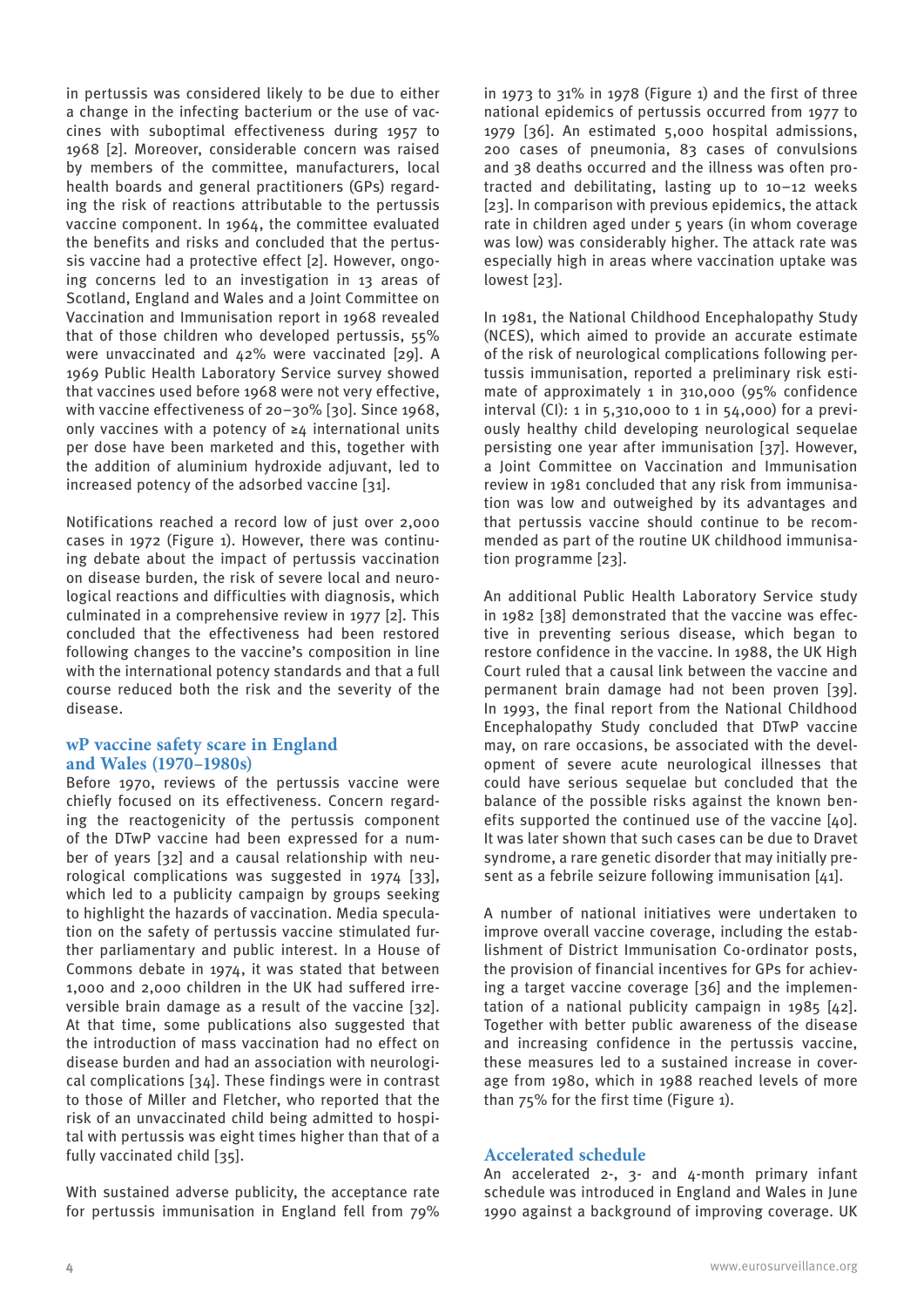in pertussis was considered likely to be due to either a change in the infecting bacterium or the use of vaccines with suboptimal effectiveness during 1957 to 1968 [2]. Moreover, considerable concern was raised by members of the committee, manufacturers, local health boards and general practitioners (GPs) regarding the risk of reactions attributable to the pertussis vaccine component. In 1964, the committee evaluated the benefits and risks and concluded that the pertussis vaccine had a protective effect [2]. However, ongoing concerns led to an investigation in 13 areas of Scotland, England and Wales and a Joint Committee on Vaccination and Immunisation report in 1968 revealed that of those children who developed pertussis, 55% were unvaccinated and 42% were vaccinated [29]. A 1969 Public Health Laboratory Service survey showed that vaccines used before 1968 were not very effective, with vaccine effectiveness of 20–30% [30]. Since 1968, only vaccines with a potency of ≥4 international units per dose have been marketed and this, together with the addition of aluminium hydroxide adjuvant, led to increased potency of the adsorbed vaccine [31].

Notifications reached a record low of just over 2,000 cases in 1972 (Figure 1). However, there was continuing debate about the impact of pertussis vaccination on disease burden, the risk of severe local and neurological reactions and difficulties with diagnosis, which culminated in a comprehensive review in 1977 [2]. This concluded that the effectiveness had been restored following changes to the vaccine's composition in line with the international potency standards and that a full course reduced both the risk and the severity of the disease.

## wP vaccine safety scare in England and Wales (1970–1980s)

Before 1970, reviews of the pertussis vaccine were chiefly focused on its effectiveness. Concern regarding the reactogenicity of the pertussis component of the DTwP vaccine had been expressed for a number of years [32] and a causal relationship with neurological complications was suggested in 1974 [33], which led to a publicity campaign by groups seeking to highlight the hazards of vaccination. Media speculation on the safety of pertussis vaccine stimulated further parliamentary and public interest. In a House of Commons debate in 1974, it was stated that between 1,000 and 2,000 children in the UK had suffered irreversible brain damage as a result of the vaccine [32]. At that time, some publications also suggested that the introduction of mass vaccination had no effect on disease burden and had an association with neurological complications [34]. These findings were in contrast to those of Miller and Fletcher, who reported that the risk of an unvaccinated child being admitted to hospital with pertussis was eight times higher than that of a fully vaccinated child [35].

With sustained adverse publicity, the acceptance rate for pertussis immunisation in England fell from 79% in 1973 to 31% in 1978 (Figure 1) and the first of three national epidemics of pertussis occurred from 1977 to 1979 [36]. An estimated 5,000 hospital admissions, 200 cases of pneumonia, 83 cases of convulsions and 38 deaths occurred and the illness was often protracted and debilitating, lasting up to 10–12 weeks [23]. In comparison with previous epidemics, the attack rate in children aged under 5 years (in whom coverage was low) was considerably higher. The attack rate was especially high in areas where vaccination uptake was lowest [23].

In 1981, the National Childhood Encephalopathy Study (NCES), which aimed to provide an accurate estimate of the risk of neurological complications following pertussis immunisation, reported a preliminary risk estimate of approximately 1 in 310,000 (95% confidence interval (CI): 1 in 5,310,000 to 1 in 54,000) for a previously healthy child developing neurological sequelae persisting one year after immunisation [37]. However, a Joint Committee on Vaccination and Immunisation review in 1981 concluded that any risk from immunisation was low and outweighed by its advantages and that pertussis vaccine should continue to be recommended as part of the routine UK childhood immunisation programme [23].

An additional Public Health Laboratory Service study in 1982 [38] demonstrated that the vaccine was effective in preventing serious disease, which began to restore confidence in the vaccine. In 1988, the UK High Court ruled that a causal link between the vaccine and permanent brain damage had not been proven [39]. In 1993, the final report from the National Childhood Encephalopathy Study concluded that DTwP vaccine may, on rare occasions, be associated with the development of severe acute neurological illnesses that could have serious sequelae but concluded that the balance of the possible risks against the known benefits supported the continued use of the vaccine [40]. It was later shown that such cases can be due to Dravet syndrome, a rare genetic disorder that may initially present as a febrile seizure following immunisation [41].

A number of national initiatives were undertaken to improve overall vaccine coverage, including the establishment of District Immunisation Co-ordinator posts, the provision of financial incentives for GPs for achieving a target vaccine coverage [36] and the implementation of a national publicity campaign in 1985 [42]. Together with better public awareness of the disease and increasing confidence in the pertussis vaccine, these measures led to a sustained increase in coverage from 1980, which in 1988 reached levels of more than 75% for the first time (Figure 1).

## Accelerated schedule

An accelerated 2-, 3- and 4-month primary infant schedule was introduced in England and Wales in June 1990 against a background of improving coverage. UK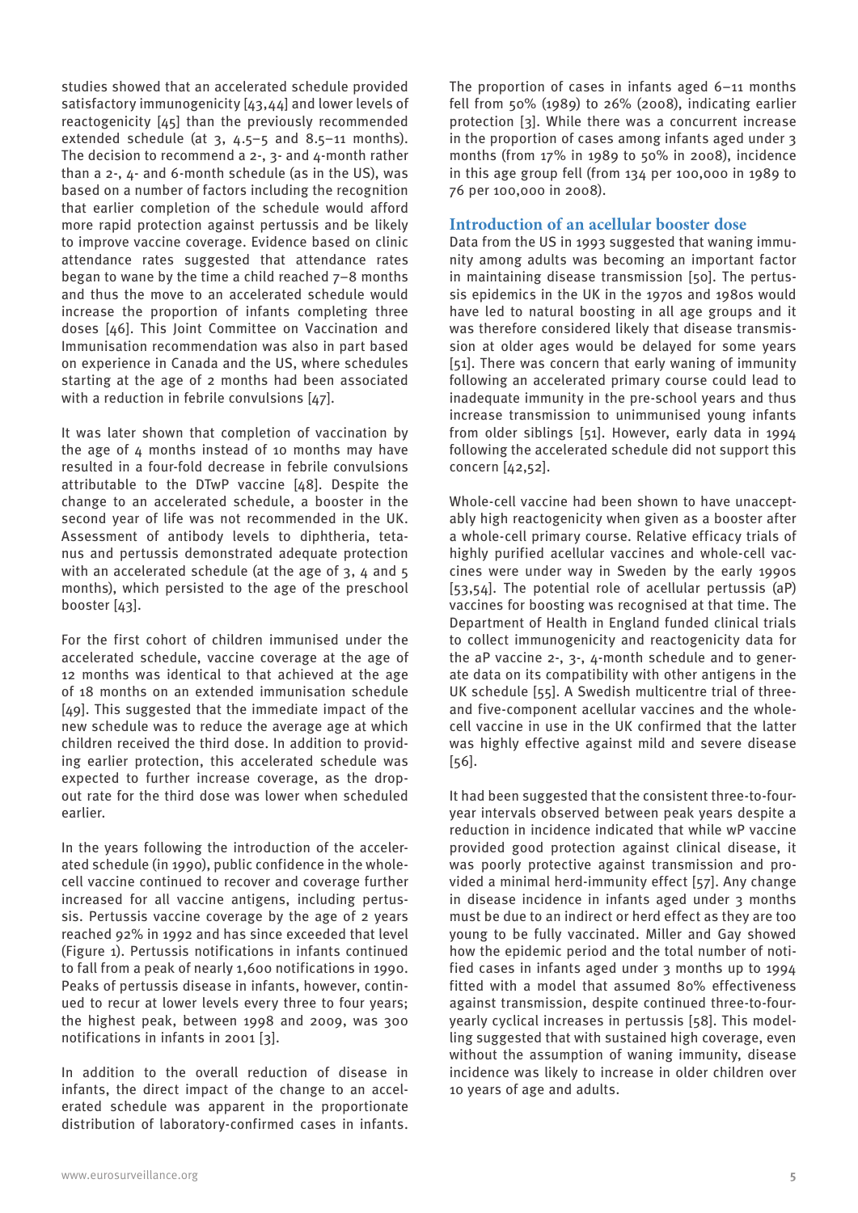studies showed that an accelerated schedule provided satisfactory immunogenicity [43,44] and lower levels of reactogenicity [45] than the previously recommended extended schedule (at 3, 4.5–5 and 8.5–11 months). The decision to recommend a 2-, 3- and 4-month rather than a 2-, 4- and 6-month schedule (as in the US), was based on a number of factors including the recognition that earlier completion of the schedule would afford more rapid protection against pertussis and be likely to improve vaccine coverage. Evidence based on clinic attendance rates suggested that attendance rates began to wane by the time a child reached 7–8 months and thus the move to an accelerated schedule would increase the proportion of infants completing three doses [46]. This Joint Committee on Vaccination and Immunisation recommendation was also in part based on experience in Canada and the US, where schedules starting at the age of 2 months had been associated with a reduction in febrile convulsions [47].

It was later shown that completion of vaccination by the age of 4 months instead of 10 months may have resulted in a four-fold decrease in febrile convulsions attributable to the DTwP vaccine [48]. Despite the change to an accelerated schedule, a booster in the second year of life was not recommended in the UK. Assessment of antibody levels to diphtheria, tetanus and pertussis demonstrated adequate protection with an accelerated schedule (at the age of 3, 4 and 5 months), which persisted to the age of the preschool booster [43].

For the first cohort of children immunised under the accelerated schedule, vaccine coverage at the age of 12 months was identical to that achieved at the age of 18 months on an extended immunisation schedule [49]. This suggested that the immediate impact of the new schedule was to reduce the average age at which children received the third dose. In addition to providing earlier protection, this accelerated schedule was expected to further increase coverage, as the drop-out rate for the third dose was lower when scheduled earlier.

In the years following the introduction of the accelerated schedule (in 1990), public confidence in the whole-cell vaccine continued to recover and coverage further increased for all vaccine antigens, including pertussis. Pertussis vaccine coverage by the age of 2 years reached 92% in 1992 and has since exceeded that level (Figure 1). Pertussis notifications in infants continued to fall from a peak of nearly 1,600 notifications in 1990. Peaks of pertussis disease in infants, however, continued to recur at lower levels every three to four years; the highest peak, between 1998 and 2009, was 300 notifications in infants in 2001 [3].

In addition to the overall reduction of disease in infants, the direct impact of the change to an accelerated schedule was apparent in the proportionate distribution of laboratory-confirmed cases in infants. The proportion of cases in infants aged 6–11 months fell from 50% (1989) to 26% (2008), indicating earlier protection [3]. While there was a concurrent increase in the proportion of cases among infants aged under 3 months (from 17% in 1989 to 50% in 2008), incidence in this age group fell (from 134 per 100,000 in 1989 to 76 per 100,000 in 2008).

## Introduction of an acellular booster dose

Data from the US in 1993 suggested that waning immunity among adults was becoming an important factor in maintaining disease transmission [50]. The pertussis epidemics in the UK in the 1970s and 1980s would have led to natural boosting in all age groups and it was therefore considered likely that disease transmission at older ages would be delayed for some years [51]. There was concern that early waning of immunity following an accelerated primary course could lead to inadequate immunity in the pre-school years and thus increase transmission to unimmunised young infants from older siblings [51]. However, early data in 1994 following the accelerated schedule did not support this concern [42,52].

Whole-cell vaccine had been shown to have unacceptably high reactogenicity when given as a booster after a whole-cell primary course. Relative efficacy trials of highly purified acellular vaccines and whole-cell vaccines were under way in Sweden by the early 1990s [53,54]. The potential role of acellular pertussis (aP) vaccines for boosting was recognised at that time. The Department of Health in England funded clinical trials to collect immunogenicity and reactogenicity data for the aP vaccine 2-, 3-, 4-month schedule and to generate data on its compatibility with other antigens in the UK schedule [55]. A Swedish multicentre trial of three- and five-component acellular vaccines and the whole-cell vaccine in use in the UK confirmed that the latter was highly effective against mild and severe disease [56].

It had been suggested that the consistent three-to-four-year intervals observed between peak years despite a reduction in incidence indicated that while wP vaccine provided good protection against clinical disease, it was poorly protective against transmission and provided a minimal herd-immunity effect [57]. Any change in disease incidence in infants aged under 3 months must be due to an indirect or herd effect as they are too young to be fully vaccinated. Miller and Gay showed how the epidemic period and the total number of notified cases in infants aged under 3 months up to 1994 fitted with a model that assumed 80% effectiveness against transmission, despite continued three-to-four-yearly cyclical increases in pertussis [58]. This modelling suggested that with sustained high coverage, even without the assumption of waning immunity, disease incidence was likely to increase in older children over 10 years of age and adults.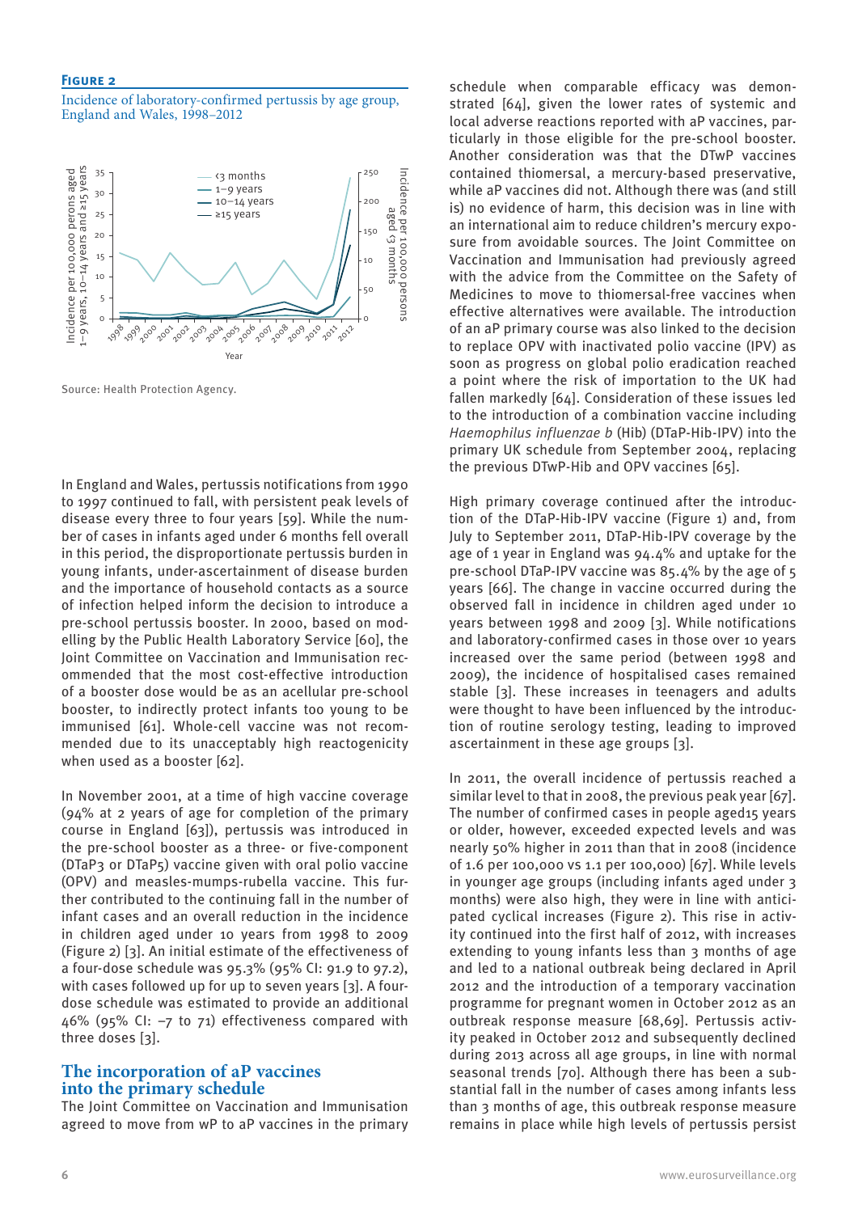**Figure 2**

Incidence of laboratory-confirmed pertussis by age group, England and Wales, 1998–2012

Source: Health Protection Agency.

In England and Wales, pertussis notifications from 1990 to 1997 continued to fall, with persistent peak levels of disease every three to four years [59]. While the number of cases in infants aged under 6 months fell overall in this period, the disproportionate pertussis burden in young infants, under-ascertainment of disease burden and the importance of household contacts as a source of infection helped inform the decision to introduce a pre-school pertussis booster. In 2000, based on modelling by the Public Health Laboratory Service [60], the Joint Committee on Vaccination and Immunisation recommended that the most cost-effective introduction of a booster dose would be as an acellular pre-school booster, to indirectly protect infants too young to be immunised [61]. Whole-cell vaccine was not recommended due to its unacceptably high reactogenicity when used as a booster [62].

In November 2001, at a time of high vaccine coverage (94% at 2 years of age for completion of the primary course in England [63]), pertussis was introduced in the pre-school booster as a three- or five-component (DTaP3 or DTaP5) vaccine given with oral polio vaccine (OPV) and measles-mumps-rubella vaccine. This further contributed to the continuing fall in the number of infant cases and an overall reduction in the incidence in children aged under 10 years from 1998 to 2009 (Figure 2) [3]. An initial estimate of the effectiveness of a four-dose schedule was 95.3% (95% CI: 91.9 to 97.2), with cases followed up for up to seven years [3]. A four-dose schedule was estimated to provide an additional 46% (95% CI: −7 to 71) effectiveness compared with three doses [3].

## The incorporation of aP vaccines into the primary schedule

The Joint Committee on Vaccination and Immunisation agreed to move from wP to aP vaccines in the primary schedule when comparable efficacy was demonstrated [64], given the lower rates of systemic and local adverse reactions reported with aP vaccines, particularly in those eligible for the pre-school booster. Another consideration was that the DTwP vaccines contained thiomersal, a mercury-based preservative, while aP vaccines did not. Although there was (and still is) no evidence of harm, this decision was in line with an international aim to reduce children's mercury exposure from avoidable sources. The Joint Committee on Vaccination and Immunisation had previously agreed with the advice from the Committee on the Safety of Medicines to move to thiomersal-free vaccines when effective alternatives were available. The introduction of an aP primary course was also linked to the decision to replace OPV with inactivated polio vaccine (IPV) as soon as progress on global polio eradication reached a point where the risk of importation to the UK had fallen markedly [64]. Consideration of these issues led to the introduction of a combination vaccine including *Haemophilus influenzae b* (Hib) (DTaP-Hib-IPV) into the primary UK schedule from September 2004, replacing the previous DTwP-Hib and OPV vaccines [65].

High primary coverage continued after the introduction of the DTaP-Hib-IPV vaccine (Figure 1) and, from July to September 2011, DTaP-Hib-IPV coverage by the age of 1 year in England was 94.4% and uptake for the pre-school DTaP-IPV vaccine was 85.4% by the age of 5 years [66]. The change in vaccine occurred during the observed fall in incidence in children aged under 10 years between 1998 and 2009 [3]. While notifications and laboratory-confirmed cases in those over 10 years increased over the same period (between 1998 and 2009), the incidence of hospitalised cases remained stable [3]. These increases in teenagers and adults were thought to have been influenced by the introduction of routine serology testing, leading to improved ascertainment in these age groups [3].

In 2011, the overall incidence of pertussis reached a similar level to that in 2008, the previous peak year [67]. The number of confirmed cases in people aged15 years or older, however, exceeded expected levels and was nearly 50% higher in 2011 than that in 2008 (incidence of 1.6 per 100,000 vs 1.1 per 100,000) [67]. While levels in younger age groups (including infants aged under 3 months) were also high, they were in line with anticipated cyclical increases (Figure 2). This rise in activity continued into the first half of 2012, with increases extending to young infants less than 3 months of age and led to a national outbreak being declared in April 2012 and the introduction of a temporary vaccination programme for pregnant women in October 2012 as an outbreak response measure [68,69]. Pertussis activity peaked in October 2012 and subsequently declined during 2013 across all age groups, in line with normal seasonal trends [70]. Although there has been a substantial fall in the number of cases among infants less than 3 months of age, this outbreak response measure remains in place while high levels of pertussis persist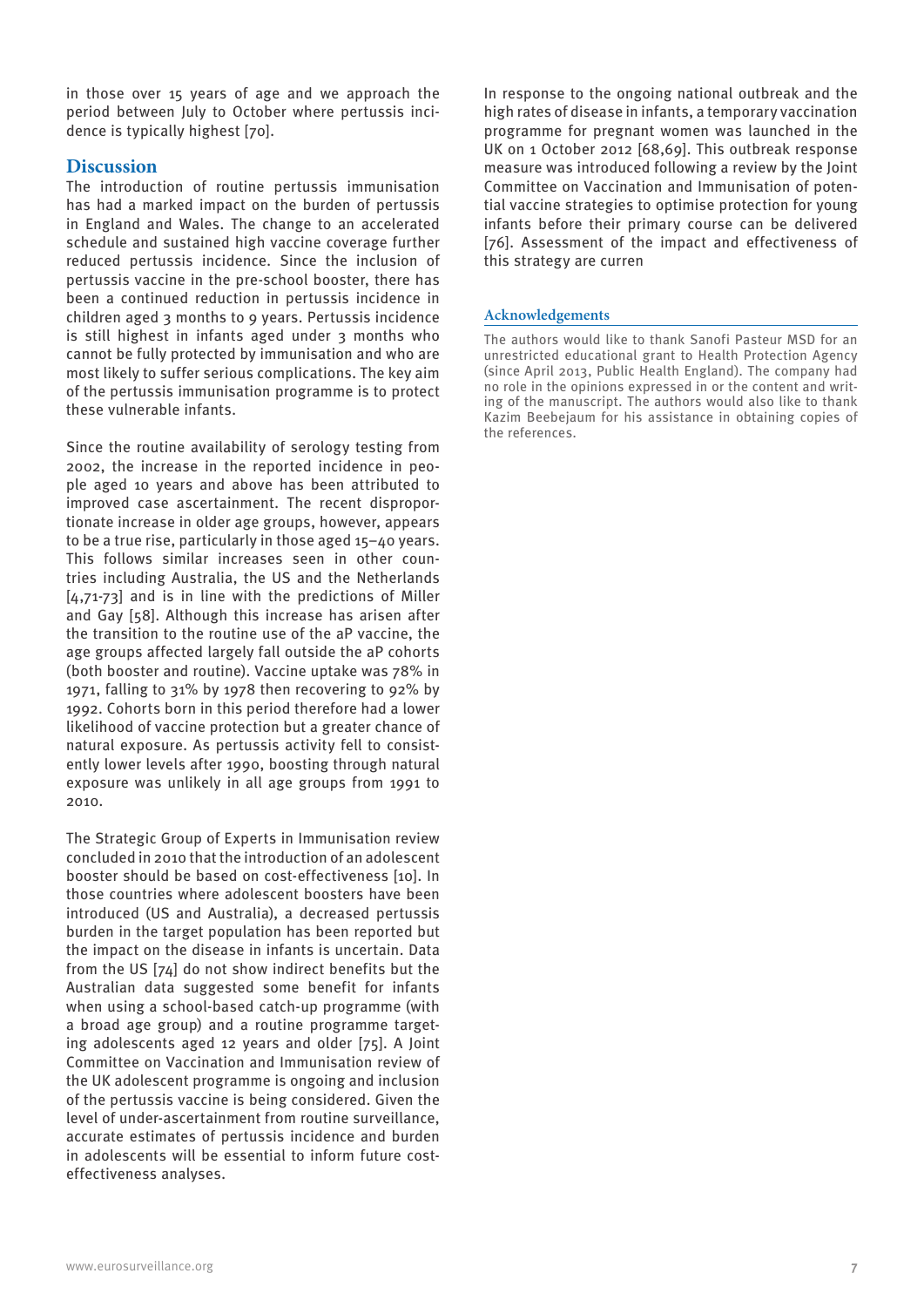in those over 15 years of age and we approach the period between July to October where pertussis incidence is typically highest [70].

## Discussion

The introduction of routine pertussis immunisation has had a marked impact on the burden of pertussis in England and Wales. The change to an accelerated schedule and sustained high vaccine coverage further reduced pertussis incidence. Since the inclusion of pertussis vaccine in the pre-school booster, there has been a continued reduction in pertussis incidence in children aged 3 months to 9 years. Pertussis incidence is still highest in infants aged under 3 months who cannot be fully protected by immunisation and who are most likely to suffer serious complications. The key aim of the pertussis immunisation programme is to protect these vulnerable infants.

Since the routine availability of serology testing from 2002, the increase in the reported incidence in people aged 10 years and above has been attributed to improved case ascertainment. The recent disproportionate increase in older age groups, however, appears to be a true rise, particularly in those aged 15–40 years. This follows similar increases seen in other countries including Australia, the US and the Netherlands [4,71-73] and is in line with the predictions of Miller and Gay [58]. Although this increase has arisen after the transition to the routine use of the aP vaccine, the age groups affected largely fall outside the aP cohorts (both booster and routine). Vaccine uptake was 78% in 1971, falling to 31% by 1978 then recovering to 92% by 1992. Cohorts born in this period therefore had a lower likelihood of vaccine protection but a greater chance of natural exposure. As pertussis activity fell to consistently lower levels after 1990, boosting through natural exposure was unlikely in all age groups from 1991 to 2010.

The Strategic Group of Experts in Immunisation review concluded in 2010 that the introduction of an adolescent booster should be based on cost-effectiveness [10]. In those countries where adolescent boosters have been introduced (US and Australia), a decreased pertussis burden in the target population has been reported but the impact on the disease in infants is uncertain. Data from the US [74] do not show indirect benefits but the Australian data suggested some benefit for infants when using a school-based catch-up programme (with a broad age group) and a routine programme targeting adolescents aged 12 years and older [75]. A Joint Committee on Vaccination and Immunisation review of the UK adolescent programme is ongoing and inclusion of the pertussis vaccine is being considered. Given the level of under-ascertainment from routine surveillance, accurate estimates of pertussis incidence and burden in adolescents will be essential to inform future cost-effectiveness analyses.

In response to the ongoing national outbreak and the high rates of disease in infants, a temporary vaccination programme for pregnant women was launched in the UK on 1 October 2012 [68,69]. This outbreak response measure was introduced following a review by the Joint Committee on Vaccination and Immunisation of potential vaccine strategies to optimise protection for young infants before their primary course can be delivered [76]. Assessment of the impact and effectiveness of this strategy are curren

### Acknowledgements

The authors would like to thank Sanofi Pasteur MSD for an unrestricted educational grant to Health Protection Agency (since April 2013, Public Health England). The company had no role in the opinions expressed in or the content and writing of the manuscript. The authors would also like to thank Kazim Beebejaum for his assistance in obtaining copies of the references.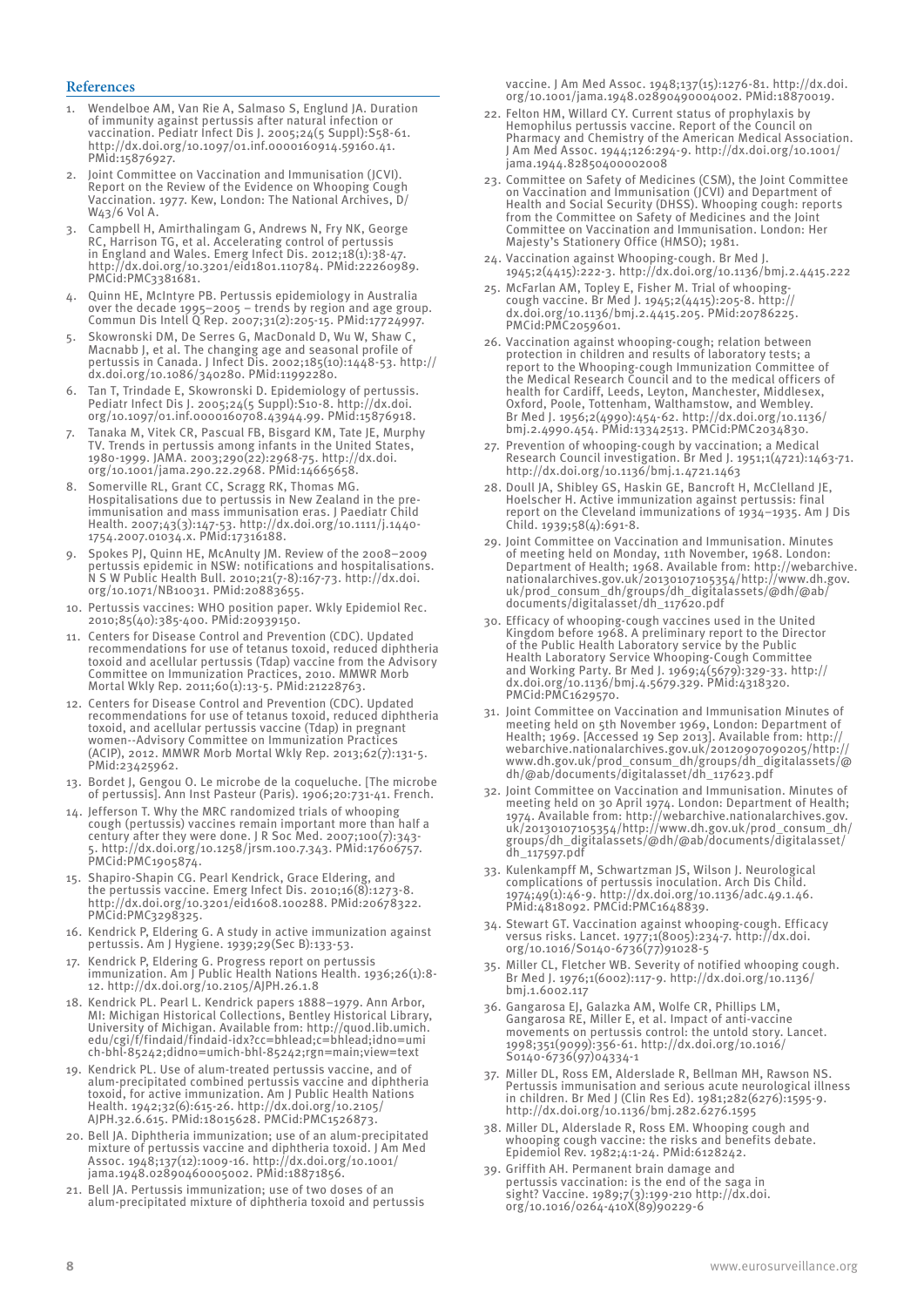## References

1. Wendelboe AM, Van Rie A, Salmaso S, Englund JA. Duration of immunity against pertussis after natural infection or vaccination. Pediatr Infect Dis J. 2005;24(5 Suppl):S58-61. http://dx.doi.org/10.1097/01.inf.0000160914.59160.41. PMid:15876927.
2. Joint Committee on Vaccination and Immunisation (JCVI). Report on the Review of the Evidence on Whooping Cough Vaccination. 1977. Kew, London: The National Archives, D/W43/6 Vol A.
3. Campbell H, Amirthalingam G, Andrews N, Fry NK, George RC, Harrison TG, et al. Accelerating control of pertussis in England and Wales. Emerg Infect Dis. 2012;18(1):38-47. http://dx.doi.org/10.3201/eid1801.110784. PMid:22260989. PMCid:PMC3381681.
4. Quinn HE, McIntyre PB. Pertussis epidemiology in Australia over the decade 1995–2005 – trends by region and age group. Commun Dis Intell Q Rep. 2007;31(2):205-15. PMid:17724997.
5. Skowronski DM, De Serres G, MacDonald D, Wu W, Shaw C, Macnabb J, et al. The changing age and seasonal profile of pertussis in Canada. J Infect Dis. 2002;185(10):1448-53. http://dx.doi.org/10.1086/340280. PMid:11992280.
6. Tan T, Trindade E, Skowronski D. Epidemiology of pertussis. Pediatr Infect Dis J. 2005;24(5 Suppl):S10-8. http://dx.doi.org/10.1097/01.inf.0000160708.43944.99. PMid:15876918.
7. Tanaka M, Vitek CR, Pascual FB, Bisgard KM, Tate JE, Murphy TV. Trends in pertussis among infants in the United States, 1980-1999. JAMA. 2003;290(22):2968-75. http://dx.doi.org/10.1001/jama.290.22.2968. PMid:14665658.
8. Somerville RL, Grant CC, Scragg RK, Thomas MG. Hospitalisations due to pertussis in New Zealand in the pre-immunisation and mass immunisation eras. J Paediatr Child Health. 2007;43(3):147-53. http://dx.doi.org/10.1111/j.1440-1754.2007.01034.x. PMid:17316188.
9. Spokes PJ, Quinn HE, McAnulty JM. Review of the 2008–2009 pertussis epidemic in NSW: notifications and hospitalisations. N S W Public Health Bull. 2010;21(7-8):167-73. http://dx.doi.org/10.1071/NB10031. PMid:20883655.
10. Pertussis vaccines: WHO position paper. Wkly Epidemiol Rec. 2010;85(40):385-400. PMid:20939150.
11. Centers for Disease Control and Prevention (CDC). Updated recommendations for use of tetanus toxoid, reduced diphtheria toxoid and acellular pertussis (Tdap) vaccine from the Advisory Committee on Immunization Practices, 2010. MMWR Morb Mortal Wkly Rep. 2011;60(1):13-5. PMid:21228763.
12. Centers for Disease Control and Prevention (CDC). Updated recommendations for use of tetanus toxoid, reduced diphtheria toxoid, and acellular pertussis vaccine (Tdap) in pregnant women--Advisory Committee on Immunization Practices (ACIP), 2012. MMWR Morb Mortal Wkly Rep. 2013;62(7):131-5. PMid:23425962.
13. Bordet J, Gengou O. Le microbe de la coqueluche. [The microbe of pertussis]. Ann Inst Pasteur (Paris). 1906;20:731-41. French.
14. Jefferson T. Why the MRC randomized trials of whooping cough (pertussis) vaccines remain important more than half a century after they were done. J R Soc Med. 2007;100(7):343-5. http://dx.doi.org/10.1258/jrsm.100.7.343. PMid:17606757. PMCid:PMC1905874.
15. Shapiro-Shapin CG. Pearl Kendrick, Grace Eldering, and the pertussis vaccine. Emerg Infect Dis. 2010;16(8):1273-8. http://dx.doi.org/10.3201/eid1608.100288. PMid:20678322. PMCid:PMC3298325.
16. Kendrick P, Eldering G. A study in active immunization against pertussis. Am J Hygiene. 1939;29(Sec B):133-53.
17. Kendrick P, Eldering G. Progress report on pertussis immunization. Am J Public Health Nations Health. 1936;26(1):8-12. http://dx.doi.org/10.2105/AJPH.26.1.8
18. Kendrick PL. Pearl L. Kendrick papers 1888–1979. Ann Arbor, MI: Michigan Historical Collections, Bentley Historical Library, University of Michigan. Available from: http://quod.lib.umich.edu/cgi/f/findaid/findaid-idx?cc=bhlead;c=bhlead;idno=umich-bhl-85242;didno=umich-bhl-85242;rgn=main;view=text
19. Kendrick PL. Use of alum-treated pertussis vaccine, and of alum-precipitated combined pertussis vaccine and diphtheria toxoid, for active immunization. Am J Public Health Nations Health. 1942;32(6):615-26. http://dx.doi.org/10.2105/AJPH.32.6.615. PMid:18015628. PMCid:PMC1526873.
20. Bell JA. Diphtheria immunization; use of an alum-precipitated mixture of pertussis vaccine and diphtheria toxoid. J Am Med Assoc. 1948;137(12):1009-16. http://dx.doi.org/10.1001/jama.1948.02890460005002. PMid:18871856.
21. Bell JA. Pertussis immunization; use of two doses of an alum-precipitated mixture of diphtheria toxoid and pertussis vaccine. J Am Med Assoc. 1948;137(15):1276-81. http://dx.doi.org/10.1001/jama.1948.02890490004002. PMid:18870019.
22. Felton HM, Willard CY. Current status of prophylaxis by Hemophilus pertussis vaccine. Report of the Council on Pharmacy and Chemistry of the American Medical Association. J Am Med Assoc. 1944;126:294-9. http://dx.doi.org/10.1001/jama.1944.82850400002008
23. Committee on Safety of Medicines (CSM), the Joint Committee on Vaccination and Immunisation (JCVI) and Department of Health and Social Security (DHSS). Whooping cough: reports from the Committee on Safety of Medicines and the Joint Committee on Vaccination and Immunisation. London: Her Majesty's Stationery Office (HMSO); 1981.
24. Vaccination against Whooping-cough. Br Med J. 1945;2(4415):222-3. http://dx.doi.org/10.1136/bmj.2.4415.222
25. McFarlan AM, Topley E, Fisher M. Trial of whooping-cough vaccine. Br Med J. 1945;2(4415):205-8. http://dx.doi.org/10.1136/bmj.2.4415.205. PMid:20786225. PMCid:PMC2059601.
26. Vaccination against whooping-cough; relation between protection in children and results of laboratory tests; a report to the Whooping-cough Immunization Committee of the Medical Research Council and to the medical officers of health for Cardiff, Leeds, Leyton, Manchester, Middlesex, Oxford, Poole, Tottenham, Walthamstow, and Wembley. Br Med J. 1956;2(4990):454-62. http://dx.doi.org/10.1136/bmj.2.4990.454. PMid:13342513. PMCid:PMC2034830.
27. Prevention of whooping-cough by vaccination; a Medical Research Council investigation. Br Med J. 1951;1(4721):1463-71. http://dx.doi.org/10.1136/bmj.1.4721.1463
28. Doull JA, Shibley GS, Haskin GE, Bancroft H, McClelland JE, Hoelscher H. Active immunization against pertussis: final report on the Cleveland immunizations of 1934–1935. Am J Dis Child. 1939;58(4):691-8.
29. Joint Committee on Vaccination and Immunisation. Minutes of meeting held on Monday, 11th November, 1968. London: Department of Health; 1968. Available from: http://webarchive.nationalarchives.gov.uk/20130107105354/http://www.dh.gov.uk/prod_consum_dh/groups/dh_digitalassets/@dh/@ab/documents/digitalasset/dh_117620.pdf
30. Efficacy of whooping-cough vaccines used in the United Kingdom before 1968. A preliminary report to the Director of the Public Health Laboratory service by the Public Health Laboratory Service Whooping-Cough Committee and Working Party. Br Med J. 1969;4(5679):329-33. http://dx.doi.org/10.1136/bmj.4.5679.329. PMid:4318320. PMCid:PMC1629570.
31. Joint Committee on Vaccination and Immunisation Minutes of meeting held on 5th November 1969, London: Department of Health; 1969. [Accessed 19 Sep 2013]. Available from: http://webarchive.nationalarchives.gov.uk/20120907090205/http://www.dh.gov.uk/prod_consum_dh/groups/dh_digitalassets/@dh/@ab/documents/digitalasset/dh_117623.pdf
32. Joint Committee on Vaccination and Immunisation. Minutes of meeting held on 30 April 1974. London: Department of Health; 1974. Available from: http://webarchive.nationalarchives.gov.uk/20130107105354/http://www.dh.gov.uk/prod_consum_dh/groups/dh_digitalassets/@dh/@ab/documents/digitalasset/dh_117597.pdf
33. Kulenkampff M, Schwartzman JS, Wilson J. Neurological complications of pertussis inoculation. Arch Dis Child. 1974;49(1):46-9. http://dx.doi.org/10.1136/adc.49.1.46. PMid:4818092. PMCid:PMC1648839.
34. Stewart GT. Vaccination against whooping-cough. Efficacy versus risks. Lancet. 1977;1(8005):234-7. http://dx.doi.org/10.1016/S0140-6736(77)91028-5
35. Miller CL, Fletcher WB. Severity of notified whooping cough. Br Med J. 1976;1(6002):117-9. http://dx.doi.org/10.1136/bmj.1.6002.117
36. Gangarosa EJ, Galazka AM, Wolfe CR, Phillips LM, Gangarosa RE, Miller E, et al. Impact of anti-vaccine movements on pertussis control: the untold story. Lancet. 1998;351(9099):356-61. http://dx.doi.org/10.1016/S0140-6736(97)04334-1
37. Miller DL, Ross EM, Alderslade R, Bellman MH, Rawson NS. Pertussis immunisation and serious acute neurological illness in children. Br Med J (Clin Res Ed). 1981;282(6276):1595-9. http://dx.doi.org/10.1136/bmj.282.6276.1595
38. Miller DL, Alderslade R, Ross EM. Whooping cough and whooping cough vaccine: the risks and benefits debate. Epidemiol Rev. 1982;4:1-24. PMid:6128242.
39. Griffith AH. Permanent brain damage and pertussis vaccination: is the end of the saga in sight? Vaccine. 1989;7(3):199-210 http://dx.doi.org/10.1016/0264-410X(89)90229-6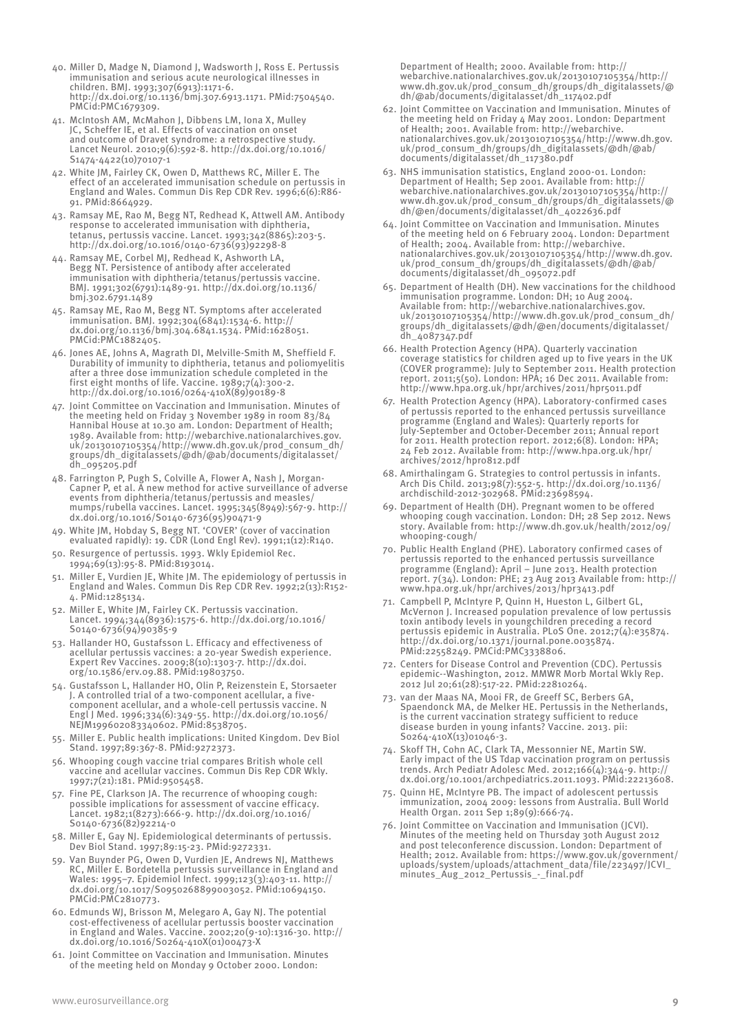40. Miller D, Madge N, Diamond J, Wadsworth J, Ross E. Pertussis immunisation and serious acute neurological illnesses in children. BMJ. 1993;307(6913):1171-6. http://dx.doi.org/10.1136/bmj.307.6913.1171. PMid:7504540. PMCid:PMC1679309.
41. McIntosh AM, McMahon J, Dibbens LM, Iona X, Mulley JC, Scheffer IE, et al. Effects of vaccination on onset and outcome of Dravet syndrome: a retrospective study. Lancet Neurol. 2010;9(6):592-8. http://dx.doi.org/10.1016/S1474-4422(10)70107-1
42. White JM, Fairley CK, Owen D, Matthews RC, Miller E. The effect of an accelerated immunisation schedule on pertussis in England and Wales. Commun Dis Rep CDR Rev. 1996;6(6):R86-91. PMid:8664929.
43. Ramsay ME, Rao M, Begg NT, Redhead K, Attwell AM. Antibody response to accelerated immunisation with diphtheria, tetanus, pertussis vaccine. Lancet. 1993;342(8865):203-5. http://dx.doi.org/10.1016/0140-6736(93)92298-8
44. Ramsay ME, Corbel MJ, Redhead K, Ashworth LA, Begg NT. Persistence of antibody after accelerated immunisation with diphtheria/tetanus/pertussis vaccine. BMJ. 1991;302(6791):1489-91. http://dx.doi.org/10.1136/bmj.302.6791.1489
45. Ramsay ME, Rao M, Begg NT. Symptoms after accelerated immunisation. BMJ. 1992;304(6841):1534-6. http://dx.doi.org/10.1136/bmj.304.6841.1534. PMid:1628051. PMCid:PMC1882405.
46. Jones AE, Johns A, Magrath DI, Melville-Smith M, Sheffield F. Durability of immunity to diphtheria, tetanus and poliomyelitis after a three dose immunization schedule completed in the first eight months of life. Vaccine. 1989;7(4):300-2. http://dx.doi.org/10.1016/0264-410X(89)90189-8
47. Joint Committee on Vaccination and Immunisation. Minutes of the meeting held on Friday 3 November 1989 in room 83/84 Hannibal House at 10.30 am. London: Department of Health; 1989. Available from: http://webarchive.nationalarchives.gov.uk/20130107105354/http://www.dh.gov.uk/prod_consum_dh/groups/dh_digitalassets/@dh/@ab/documents/digitalasset/dh_095205.pdf
48. Farrington P, Pugh S, Colville A, Flower A, Nash J, Morgan-Capner P, et al. A new method for active surveillance of adverse events from diphtheria/tetanus/pertussis and measles/mumps/rubella vaccines. Lancet. 1995;345(8949):567-9. http://dx.doi.org/10.1016/S0140-6736(95)90471-9
49. White JM, Hobday S, Begg NT. 'COVER' (cover of vaccination evaluated rapidly): 19. CDR (Lond Engl Rev). 1991;1(12):R140.
50. Resurgence of pertussis. 1993. Wkly Epidemiol Rec. 1994;69(13):95-8. PMid:8193014.
51. Miller E, Vurdien JE, White JM. The epidemiology of pertussis in England and Wales. Commun Dis Rep CDR Rev. 1992;2(13):R152-4. PMid:1285134.
52. Miller E, White JM, Fairley CK. Pertussis vaccination. Lancet. 1994;344(8936):1575-6. http://dx.doi.org/10.1016/S0140-6736(94)90385-9
53. Hallander HO, Gustafsson L. Efficacy and effectiveness of acellular pertussis vaccines: a 20-year Swedish experience. Expert Rev Vaccines. 2009;8(10):1303-7. http://dx.doi.org/10.1586/erv.09.88. PMid:19803750.
54. Gustafsson L, Hallander HO, Olin P, Reizenstein E, Storsaeter J. A controlled trial of a two-component acellular, a five-component acellular, and a whole-cell pertussis vaccine. N Engl J Med. 1996;334(6):349-55. http://dx.doi.org/10.1056/NEJM199602083340602. PMid:8538705.
55. Miller E. Public health implications: United Kingdom. Dev Biol Stand. 1997;89:367-8. PMid:9272373.
56. Whooping cough vaccine trial compares British whole cell vaccine and acellular vaccines. Commun Dis Rep CDR Wkly. 1997;7(21):181. PMid:9505458.
57. Fine PE, Clarkson JA. The recurrence of whooping cough: possible implications for assessment of vaccine efficacy. Lancet. 1982;1(8273):666-9. http://dx.doi.org/10.1016/S0140-6736(82)92214-0
58. Miller E, Gay NJ. Epidemiological determinants of pertussis. Dev Biol Stand. 1997;89:15-23. PMid:9272331.
59. Van Buynder PG, Owen D, Vurdien JE, Andrews NJ, Matthews RC, Miller E. Bordetella pertussis surveillance in England and Wales: 1995–7. Epidemiol Infect. 1999;123(3):403-11. http://dx.doi.org/10.1017/S0950268899003052. PMid:10694150. PMCid:PMC2810773.
60. Edmunds WJ, Brisson M, Melegaro A, Gay NJ. The potential cost-effectiveness of acellular pertussis booster vaccination in England and Wales. Vaccine. 2002;20(9-10):1316-30. http://dx.doi.org/10.1016/S0264-410X(01)00473-X
61. Joint Committee on Vaccination and Immunisation. Minutes of the meeting held on Monday 9 October 2000. London: Department of Health; 2000. Available from: http://webarchive.nationalarchives.gov.uk/20130107105354/http://www.dh.gov.uk/prod_consum_dh/groups/dh_digitalassets/@dh/@ab/documents/digitalasset/dh_117402.pdf
62. Joint Committee on Vaccination and Immunisation. Minutes of the meeting held on Friday 4 May 2001. London: Department of Health; 2001. Available from: http://webarchive.nationalarchives.gov.uk/20130107105354/http://www.dh.gov.uk/prod_consum_dh/groups/dh_digitalassets/@dh/@ab/documents/digitalasset/dh_117380.pdf
63. NHS immunisation statistics, England 2000-01. London: Department of Health; Sep 2001. Available from: http://webarchive.nationalarchives.gov.uk/20130107105354/http://www.dh.gov.uk/prod_consum_dh/groups/dh_digitalassets/@dh/@en/documents/digitalasset/dh_4022636.pdf
64. Joint Committee on Vaccination and Immunisation. Minutes of the meeting held on 6 February 2004. London: Department of Health; 2004. Available from: http://webarchive.nationalarchives.gov.uk/20130107105354/http://www.dh.gov.uk/prod_consum_dh/groups/dh_digitalassets/@dh/@ab/documents/digitalasset/dh_095072.pdf
65. Department of Health (DH). New vaccinations for the childhood immunisation programme. London: DH; 10 Aug 2004. Available from: http://webarchive.nationalarchives.gov.uk/20130107105354/http://www.dh.gov.uk/prod_consum_dh/groups/dh_digitalassets/@dh/@en/documents/digitalasset/dh_4087347.pdf
66. Health Protection Agency (HPA). Quarterly vaccination coverage statistics for children aged up to five years in the UK (COVER programme): July to September 2011. Health protection report. 2011;5(50). London: HPA; 16 Dec 2011. Available from: http://www.hpa.org.uk/hpr/archives/2011/hpr5011.pdf
67. Health Protection Agency (HPA). Laboratory-confirmed cases of pertussis reported to the enhanced pertussis surveillance programme (England and Wales): Quarterly reports for July-September and October-December 2011; Annual report for 2011. Health protection report. 2012;6(8). London: HPA; 24 Feb 2012. Available from: http://www.hpa.org.uk/hpr/archives/2012/hpr0812.pdf
68. Amirthalingam G. Strategies to control pertussis in infants. Arch Dis Child. 2013;98(7):552-5. http://dx.doi.org/10.1136/archdischild-2012-302968. PMid:23698594.
69. Department of Health (DH). Pregnant women to be offered whooping cough vaccination. London: DH; 28 Sep 2012. News story. Available from: http://www.dh.gov.uk/health/2012/09/whooping-cough/
70. Public Health England (PHE). Laboratory confirmed cases of pertussis reported to the enhanced pertussis surveillance programme (England): April – June 2013. Health protection report. 7(34). London: PHE; 23 Aug 2013 Available from: http://www.hpa.org.uk/hpr/archives/2013/hpr3413.pdf
71. Campbell P, McIntyre P, Quinn H, Hueston L, Gilbert GL, McVernon J. Increased population prevalence of low pertussis toxin antibody levels in youngchildren preceding a record pertussis epidemic in Australia. PLoS One. 2012;7(4):e35874. http://dx.doi.org/10.1371/journal.pone.0035874. PMid:22558249. PMCid:PMC3338806.
72. Centers for Disease Control and Prevention (CDC). Pertussis epidemic--Washington, 2012. MMWR Morb Mortal Wkly Rep. 2012 Jul 20;61(28):517-22. PMid:22810264.
73. van der Maas NA, Mooi FR, de Greeff SC, Berbers GA, Spaendonck MA, de Melker HE. Pertussis in the Netherlands, is the current vaccination strategy sufficient to reduce disease burden in young infants? Vaccine. 2013. pii: S0264-410X(13)01046-3.
74. Skoff TH, Cohn AC, Clark TA, Messonnier NE, Martin SW. Early impact of the US Tdap vaccination program on pertussis trends. Arch Pediatr Adolesc Med. 2012;166(4):344-9. http://dx.doi.org/10.1001/archpediatrics.2011.1093. PMid:22213608.
75. Quinn HE, McIntyre PB. The impact of adolescent pertussis immunization, 2004 2009: lessons from Australia. Bull World Health Organ. 2011 Sep 1;89(9):666-74.
76. Joint Committee on Vaccination and Immunisation (JCVI). Minutes of the meeting held on Thursday 30th August 2012 and post teleconference discussion. London: Department of Health; 2012. Available from: https://www.gov.uk/government/uploads/system/uploads/attachment_data/file/223497/JCVI_minutes_Aug_2012_Pertussis_-_final.pdf